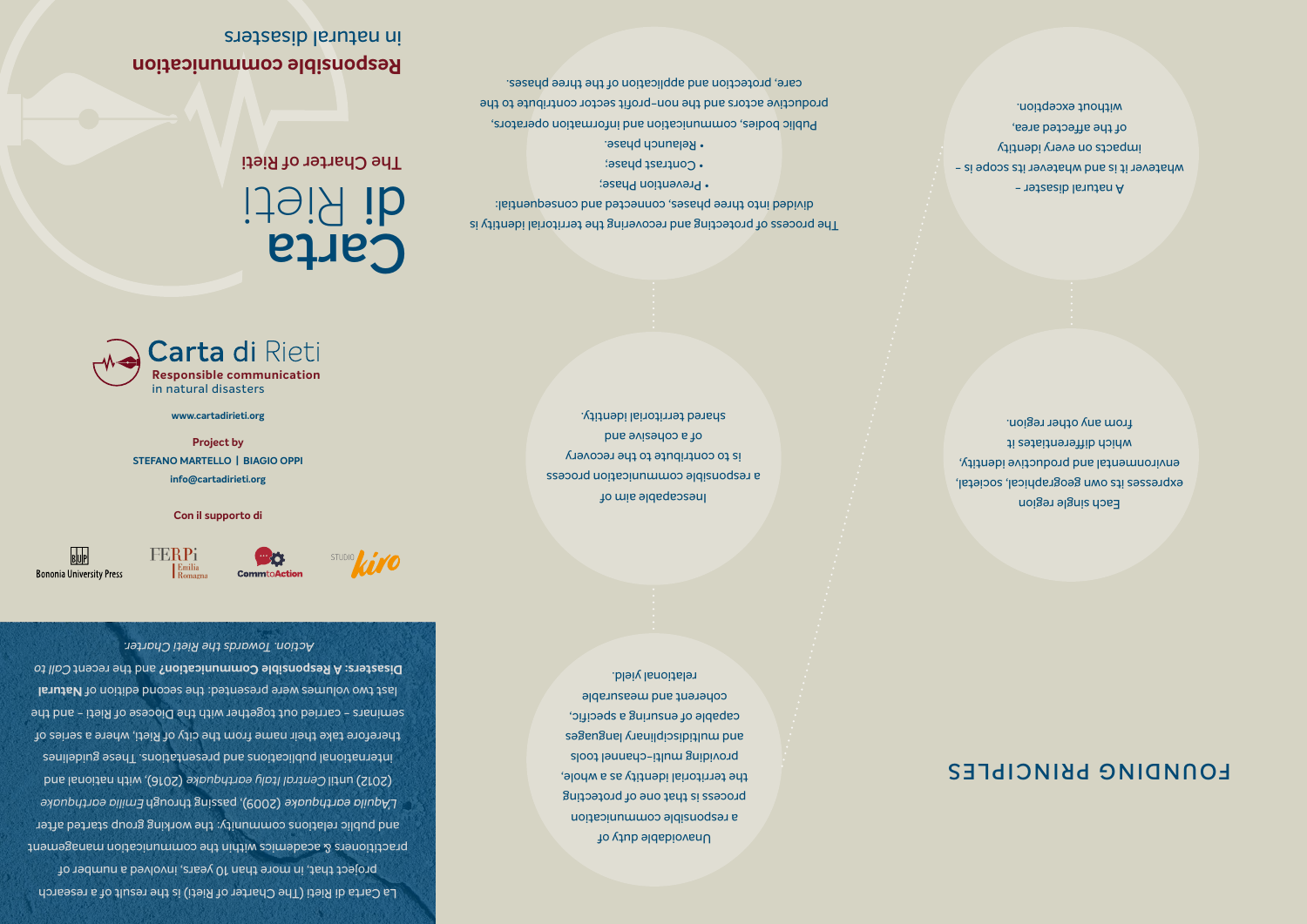# Carta di Rieti

## The Charter of Rieti

**Responsible communication** in natural disasters

La Carta di Rieti (The Charter of Rieti) is the result of a research project that, in more than 10 years, involved a number of practitioners & academics within the communication management and public relations community: the working group started after *L'Aquila earthquake* (2009), passing through *Emilia earthquake* (2012) until *Central Italy earthquake* (2016), with national and international publications and presentations. These guidelines therefore take their name from the city of Rieti, where a series of seminars – carried out together with the Diocese of Rieti – and the last two volumes were presented: the second edition of **Natural Disasters: A Responsible Communication?** and the recent *Call to Action. Towards the Rieti Charter.*

**Carta di Rieti**
**Responsible communication** in natural disasters

www.cartadirieti.org

Project by
STEFANO MARTELLO | BIAGIO OPPI
info@cartadirieti.org

Con il supporto di

Bononia University Press | FERPi Emilia Romagna | CommtoAction | Studio Kiro

# FOUNDING PRINCIPLES

A natural disaster – whatever it is and whatever its scope is – impacts on every identity of the affected area, without exception.

Each single region expresses its own geographical, societal, environmental and productive identity, which differentiates it from any other region.

The process of protecting and recovering the territorial identity is divided into three phases, connected and consequential:

- Prevention Phase;
- Contrast phase;
- Relaunch phase.

Public bodies, communication and information operators, productive actors and the non-profit sector contribute to the care, protection and application of the three phases.

Inescapable aim of a responsible communication process is to contribute to the recovery of a cohesive and shared territorial identity.

Unavoidable duty of a responsible communication process is that one of protecting the territorial identity as a whole, providing multi-channel tools and multidisciplinary languages capable of ensuring a specific, coherent and measurable relational yield.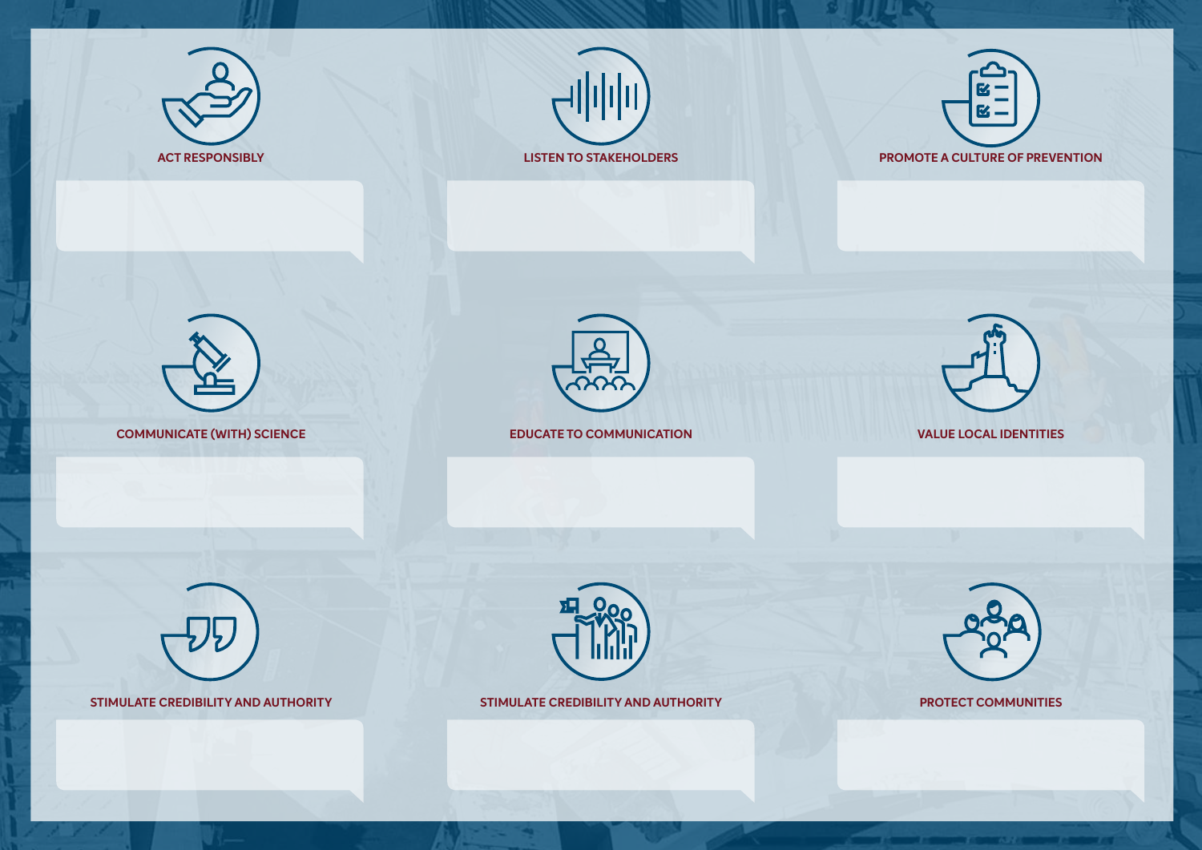ACT RESPONSIBLY

LISTEN TO STAKEHOLDERS

PROMOTE A CULTURE OF PREVENTION

COMMUNICATE (WITH) SCIENCE

EDUCATE TO COMMUNICATION

VALUE LOCAL IDENTITIES

STIMULATE CREDIBILITY AND AUTHORITY

STIMULATE CREDIBILITY AND AUTHORITY

PROTECT COMMUNITIES